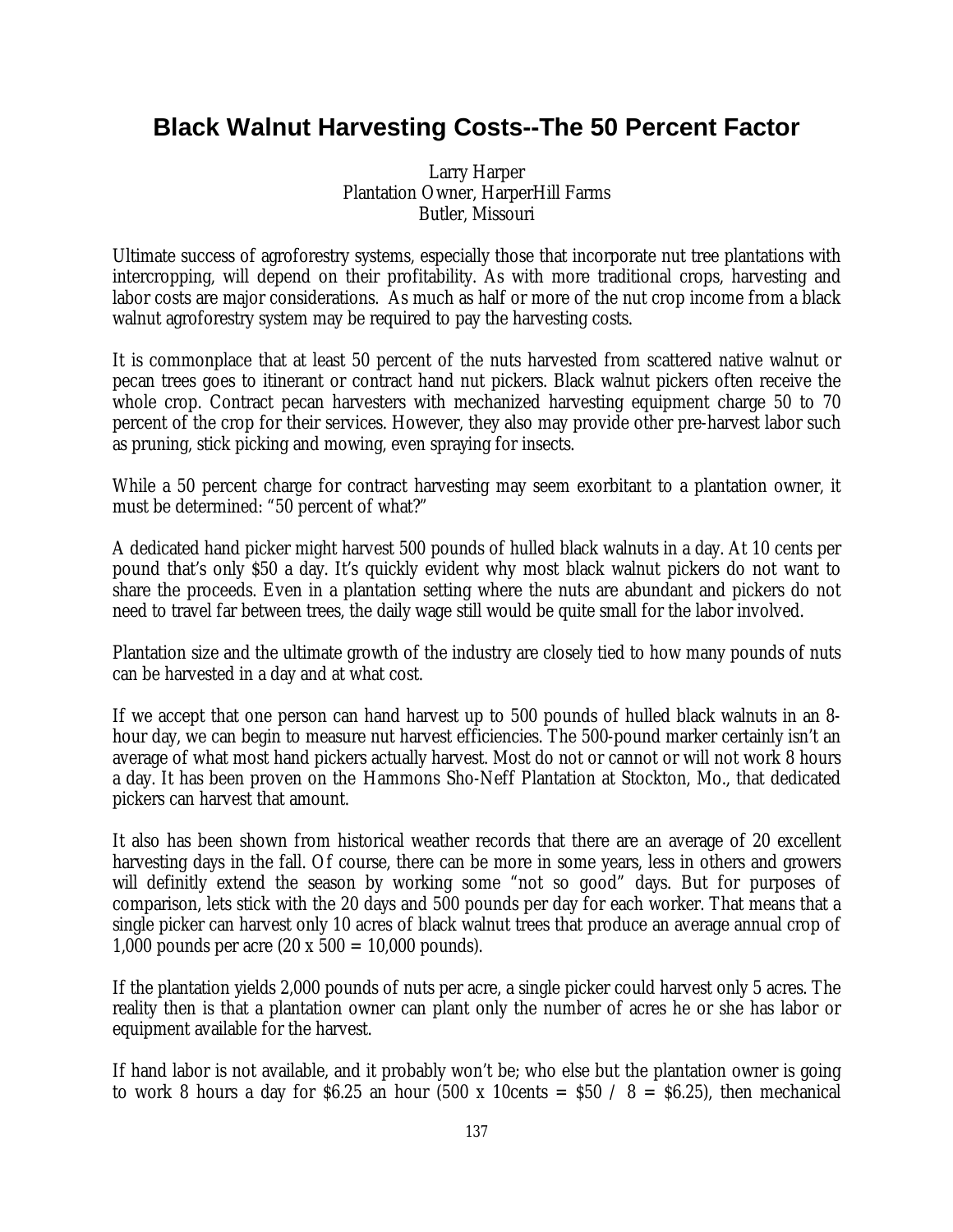# Black Walnut Harvesting Costs--The 50 Percent Factor

Larry Harper
Plantation Owner, HarperHill Farms
Butler, Missouri

Ultimate success of agroforestry systems, especially those that incorporate nut tree plantations with intercropping, will depend on their profitability. As with more traditional crops, harvesting and labor costs are major considerations. As much as half or more of the nut crop income from a black walnut agroforestry system may be required to pay the harvesting costs.

It is commonplace that at least 50 percent of the nuts harvested from scattered native walnut or pecan trees goes to itinerant or contract hand nut pickers. Black walnut pickers often receive the whole crop. Contract pecan harvesters with mechanized harvesting equipment charge 50 to 70 percent of the crop for their services. However, they also may provide other pre-harvest labor such as pruning, stick picking and mowing, even spraying for insects.

While a 50 percent charge for contract harvesting may seem exorbitant to a plantation owner, it must be determined: "50 percent of what?"

A dedicated hand picker might harvest 500 pounds of hulled black walnuts in a day. At 10 cents per pound that's only $50 a day. It's quickly evident why most black walnut pickers do not want to share the proceeds. Even in a plantation setting where the nuts are abundant and pickers do not need to travel far between trees, the daily wage still would be quite small for the labor involved.

Plantation size and the ultimate growth of the industry are closely tied to how many pounds of nuts can be harvested in a day and at what cost.

If we accept that one person can hand harvest up to 500 pounds of hulled black walnuts in an 8-hour day, we can begin to measure nut harvest efficiencies. The 500-pound marker certainly isn't an average of what most hand pickers actually harvest. Most do not or cannot or will not work 8 hours a day. It has been proven on the Hammons Sho-Neff Plantation at Stockton, Mo., that dedicated pickers can harvest that amount.

It also has been shown from historical weather records that there are an average of 20 excellent harvesting days in the fall. Of course, there can be more in some years, less in others and growers will definitly extend the season by working some "not so good" days. But for purposes of comparison, lets stick with the 20 days and 500 pounds per day for each worker. That means that a single picker can harvest only 10 acres of black walnut trees that produce an average annual crop of 1,000 pounds per acre (20 x 500 = 10,000 pounds).

If the plantation yields 2,000 pounds of nuts per acre, a single picker could harvest only 5 acres. The reality then is that a plantation owner can plant only the number of acres he or she has labor or equipment available for the harvest.

If hand labor is not available, and it probably won't be; who else but the plantation owner is going to work 8 hours a day for $6.25 an hour (500 x 10cents = $50 / 8 = $6.25), then mechanical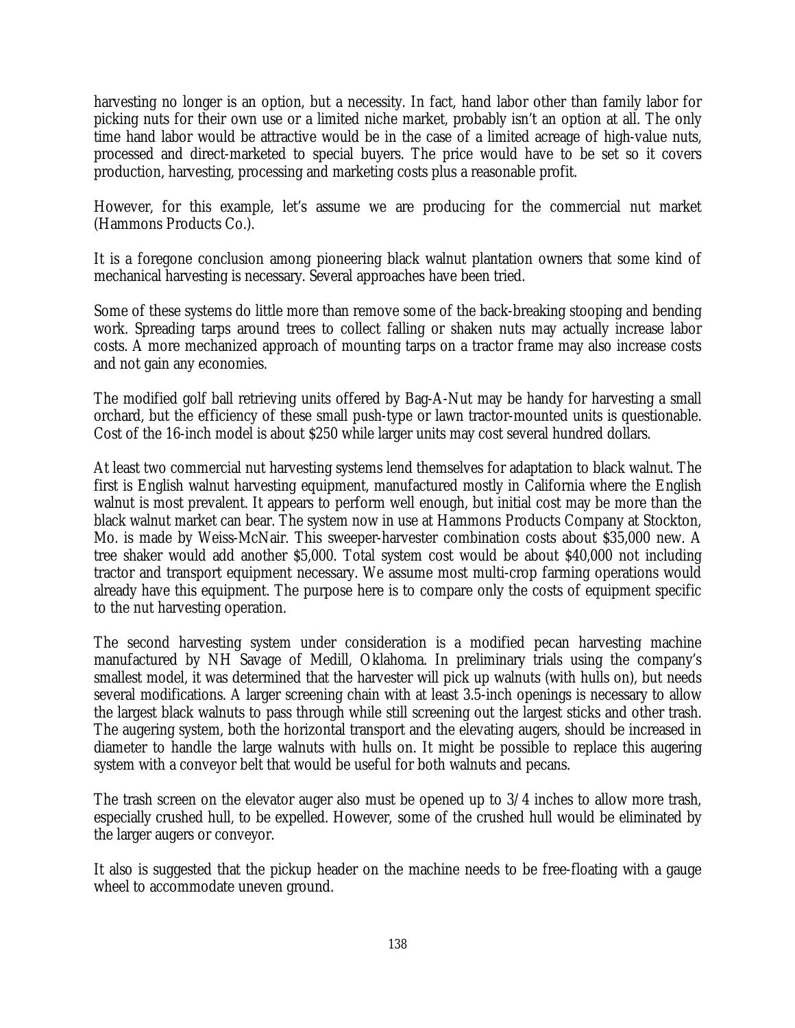harvesting no longer is an option, but a necessity. In fact, hand labor other than family labor for picking nuts for their own use or a limited niche market, probably isn't an option at all. The only time hand labor would be attractive would be in the case of a limited acreage of high-value nuts, processed and direct-marketed to special buyers. The price would have to be set so it covers production, harvesting, processing and marketing costs plus a reasonable profit.

However, for this example, let's assume we are producing for the commercial nut market (Hammons Products Co.).

It is a foregone conclusion among pioneering black walnut plantation owners that some kind of mechanical harvesting is necessary. Several approaches have been tried.

Some of these systems do little more than remove some of the back-breaking stooping and bending work. Spreading tarps around trees to collect falling or shaken nuts may actually increase labor costs. A more mechanized approach of mounting tarps on a tractor frame may also increase costs and not gain any economies.

The modified golf ball retrieving units offered by Bag-A-Nut may be handy for harvesting a small orchard, but the efficiency of these small push-type or lawn tractor-mounted units is questionable. Cost of the 16-inch model is about $250 while larger units may cost several hundred dollars.

At least two commercial nut harvesting systems lend themselves for adaptation to black walnut. The first is English walnut harvesting equipment, manufactured mostly in California where the English walnut is most prevalent. It appears to perform well enough, but initial cost may be more than the black walnut market can bear. The system now in use at Hammons Products Company at Stockton, Mo. is made by Weiss-McNair. This sweeper-harvester combination costs about $35,000 new. A tree shaker would add another $5,000. Total system cost would be about $40,000 not including tractor and transport equipment necessary. We assume most multi-crop farming operations would already have this equipment. The purpose here is to compare only the costs of equipment specific to the nut harvesting operation.

The second harvesting system under consideration is a modified pecan harvesting machine manufactured by NH Savage of Medill, Oklahoma. In preliminary trials using the company's smallest model, it was determined that the harvester will pick up walnuts (with hulls on), but needs several modifications. A larger screening chain with at least 3.5-inch openings is necessary to allow the largest black walnuts to pass through while still screening out the largest sticks and other trash. The augering system, both the horizontal transport and the elevating augers, should be increased in diameter to handle the large walnuts with hulls on. It might be possible to replace this augering system with a conveyor belt that would be useful for both walnuts and pecans.

The trash screen on the elevator auger also must be opened up to 3/4 inches to allow more trash, especially crushed hull, to be expelled. However, some of the crushed hull would be eliminated by the larger augers or conveyor.

It also is suggested that the pickup header on the machine needs to be free-floating with a gauge wheel to accommodate uneven ground.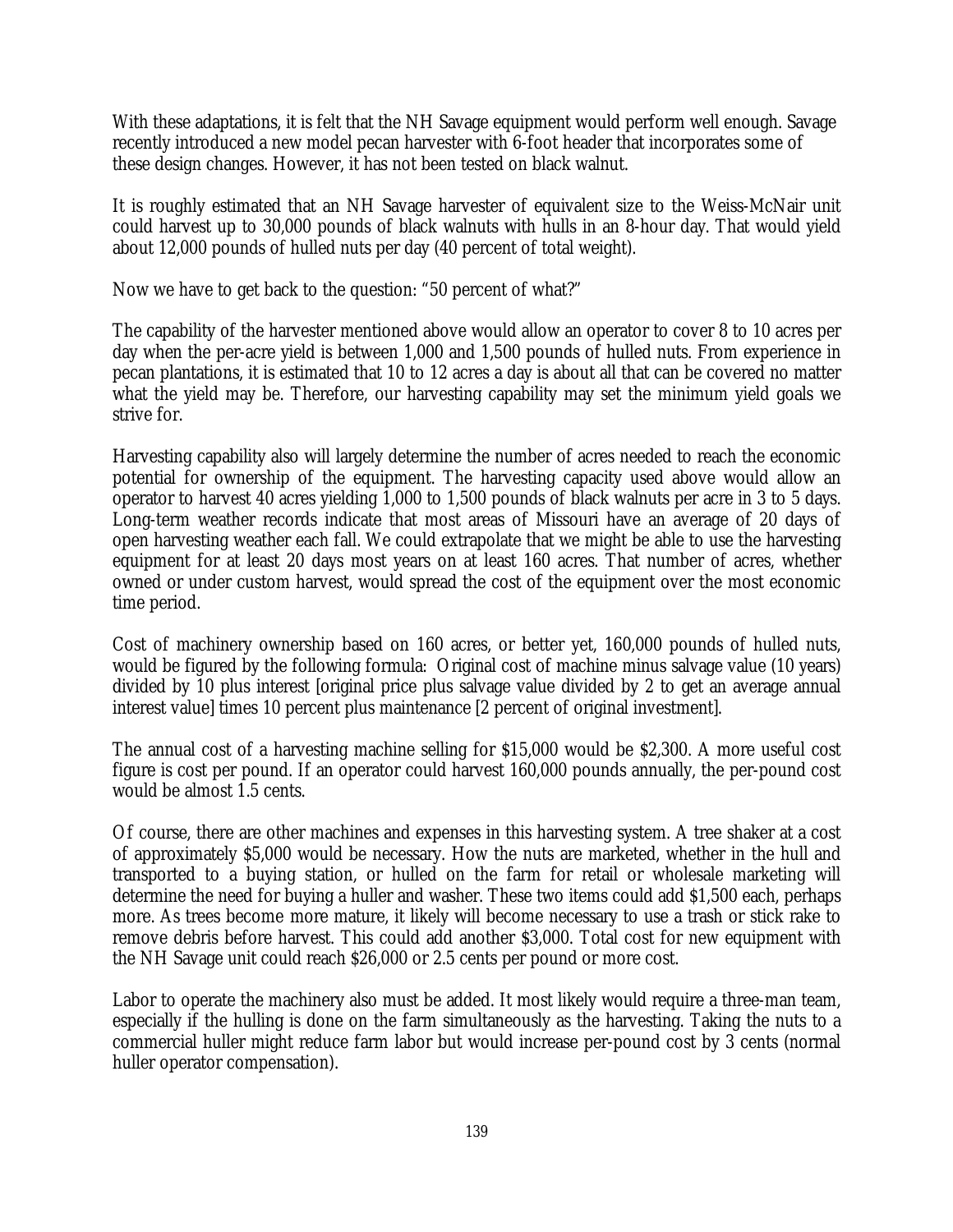With these adaptations, it is felt that the NH Savage equipment would perform well enough. Savage recently introduced a new model pecan harvester with 6-foot header that incorporates some of these design changes. However, it has not been tested on black walnut.

It is roughly estimated that an NH Savage harvester of equivalent size to the Weiss-McNair unit could harvest up to 30,000 pounds of black walnuts with hulls in an 8-hour day. That would yield about 12,000 pounds of hulled nuts per day (40 percent of total weight).

Now we have to get back to the question: "50 percent of what?"

The capability of the harvester mentioned above would allow an operator to cover 8 to 10 acres per day when the per-acre yield is between 1,000 and 1,500 pounds of hulled nuts. From experience in pecan plantations, it is estimated that 10 to 12 acres a day is about all that can be covered no matter what the yield may be. Therefore, our harvesting capability may set the minimum yield goals we strive for.

Harvesting capability also will largely determine the number of acres needed to reach the economic potential for ownership of the equipment. The harvesting capacity used above would allow an operator to harvest 40 acres yielding 1,000 to 1,500 pounds of black walnuts per acre in 3 to 5 days. Long-term weather records indicate that most areas of Missouri have an average of 20 days of open harvesting weather each fall. We could extrapolate that we might be able to use the harvesting equipment for at least 20 days most years on at least 160 acres. That number of acres, whether owned or under custom harvest, would spread the cost of the equipment over the most economic time period.

Cost of machinery ownership based on 160 acres, or better yet, 160,000 pounds of hulled nuts, would be figured by the following formula: Original cost of machine minus salvage value (10 years) divided by 10 plus interest [original price plus salvage value divided by 2 to get an average annual interest value] times 10 percent plus maintenance [2 percent of original investment].

The annual cost of a harvesting machine selling for $15,000 would be $2,300. A more useful cost figure is cost per pound. If an operator could harvest 160,000 pounds annually, the per-pound cost would be almost 1.5 cents.

Of course, there are other machines and expenses in this harvesting system. A tree shaker at a cost of approximately $5,000 would be necessary. How the nuts are marketed, whether in the hull and transported to a buying station, or hulled on the farm for retail or wholesale marketing will determine the need for buying a huller and washer. These two items could add $1,500 each, perhaps more. As trees become more mature, it likely will become necessary to use a trash or stick rake to remove debris before harvest. This could add another $3,000. Total cost for new equipment with the NH Savage unit could reach $26,000 or 2.5 cents per pound or more cost.

Labor to operate the machinery also must be added. It most likely would require a three-man team, especially if the hulling is done on the farm simultaneously as the harvesting. Taking the nuts to a commercial huller might reduce farm labor but would increase per-pound cost by 3 cents (normal huller operator compensation).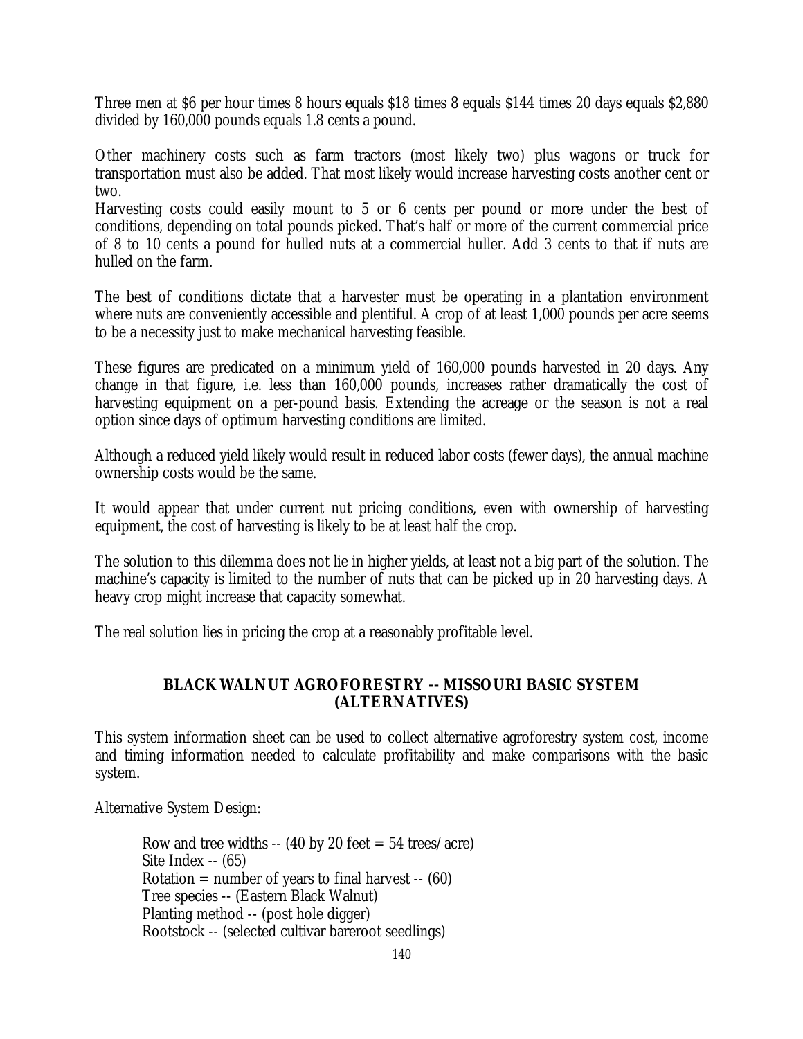Three men at $6 per hour times 8 hours equals $18 times 8 equals $144 times 20 days equals $2,880 divided by 160,000 pounds equals 1.8 cents a pound.

Other machinery costs such as farm tractors (most likely two) plus wagons or truck for transportation must also be added. That most likely would increase harvesting costs another cent or two.

Harvesting costs could easily mount to 5 or 6 cents per pound or more under the best of conditions, depending on total pounds picked. That's half or more of the current commercial price of 8 to 10 cents a pound for hulled nuts at a commercial huller. Add 3 cents to that if nuts are hulled on the farm.

The best of conditions dictate that a harvester must be operating in a plantation environment where nuts are conveniently accessible and plentiful. A crop of at least 1,000 pounds per acre seems to be a necessity just to make mechanical harvesting feasible.

These figures are predicated on a minimum yield of 160,000 pounds harvested in 20 days. Any change in that figure, i.e. less than 160,000 pounds, increases rather dramatically the cost of harvesting equipment on a per-pound basis. Extending the acreage or the season is not a real option since days of optimum harvesting conditions are limited.

Although a reduced yield likely would result in reduced labor costs (fewer days), the annual machine ownership costs would be the same.

It would appear that under current nut pricing conditions, even with ownership of harvesting equipment, the cost of harvesting is likely to be at least half the crop.

The solution to this dilemma does not lie in higher yields, at least not a big part of the solution. The machine's capacity is limited to the number of nuts that can be picked up in 20 harvesting days. A heavy crop might increase that capacity somewhat.

The real solution lies in pricing the crop at a reasonably profitable level.

## BLACK WALNUT AGROFORESTRY -- MISSOURI BASIC SYSTEM (ALTERNATIVES)

This system information sheet can be used to collect alternative agroforestry system cost, income and timing information needed to calculate profitability and make comparisons with the basic system.

Alternative System Design:

Row and tree widths -- (40 by 20 feet = 54 trees/acre)
Site Index -- (65)
Rotation = number of years to final harvest -- (60)
Tree species -- (Eastern Black Walnut)
Planting method -- (post hole digger)
Rootstock -- (selected cultivar bareroot seedlings)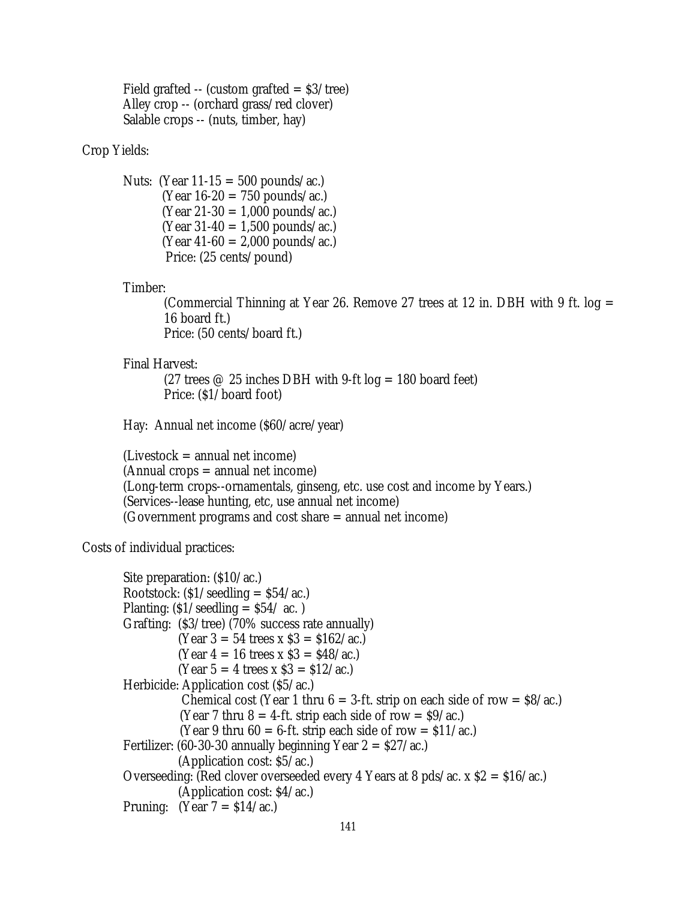Field grafted -- (custom grafted = $3/tree)
Alley crop -- (orchard grass/red clover)
Salable crops -- (nuts, timber, hay)

Crop Yields:

Nuts: (Year 11-15 = 500 pounds/ac.)
(Year 16-20 = 750 pounds/ac.)
(Year 21-30 = 1,000 pounds/ac.)
(Year 31-40 = 1,500 pounds/ac.)
(Year 41-60 = 2,000 pounds/ac.)
Price: (25 cents/pound)

Timber:
(Commercial Thinning at Year 26. Remove 27 trees at 12 in. DBH with 9 ft. log = 16 board ft.)
Price: (50 cents/board ft.)

Final Harvest:
(27 trees @ 25 inches DBH with 9-ft log = 180 board feet)
Price: ($1/board foot)

Hay: Annual net income ($60/acre/year)

(Livestock = annual net income)
(Annual crops = annual net income)
(Long-term crops--ornamentals, ginseng, etc. use cost and income by Years.)
(Services--lease hunting, etc, use annual net income)
(Government programs and cost share = annual net income)

Costs of individual practices:

Site preparation: ($10/ac.)
Rootstock: ($1/seedling = $54/ac.)
Planting: ($1/seedling = $54/ ac. )
Grafting: ($3/tree) (70% success rate annually)
(Year 3 = 54 trees x $3 = $162/ac.)
(Year 4 = 16 trees x $3 = $48/ac.)
(Year 5 = 4 trees x $3 = $12/ac.)
Herbicide: Application cost ($5/ac.)
Chemical cost (Year 1 thru 6 = 3-ft. strip on each side of row = $8/ac.)
(Year 7 thru 8 = 4-ft. strip each side of row = $9/ac.)
(Year 9 thru 60 = 6-ft. strip each side of row = $11/ac.)
Fertilizer: (60-30-30 annually beginning Year 2 = $27/ac.)
(Application cost: $5/ac.)
Overseeding: (Red clover overseeded every 4 Years at 8 pds/ac. x $2 = $16/ac.)
(Application cost: $4/ac.)
Pruning: (Year 7 = $14/ac.)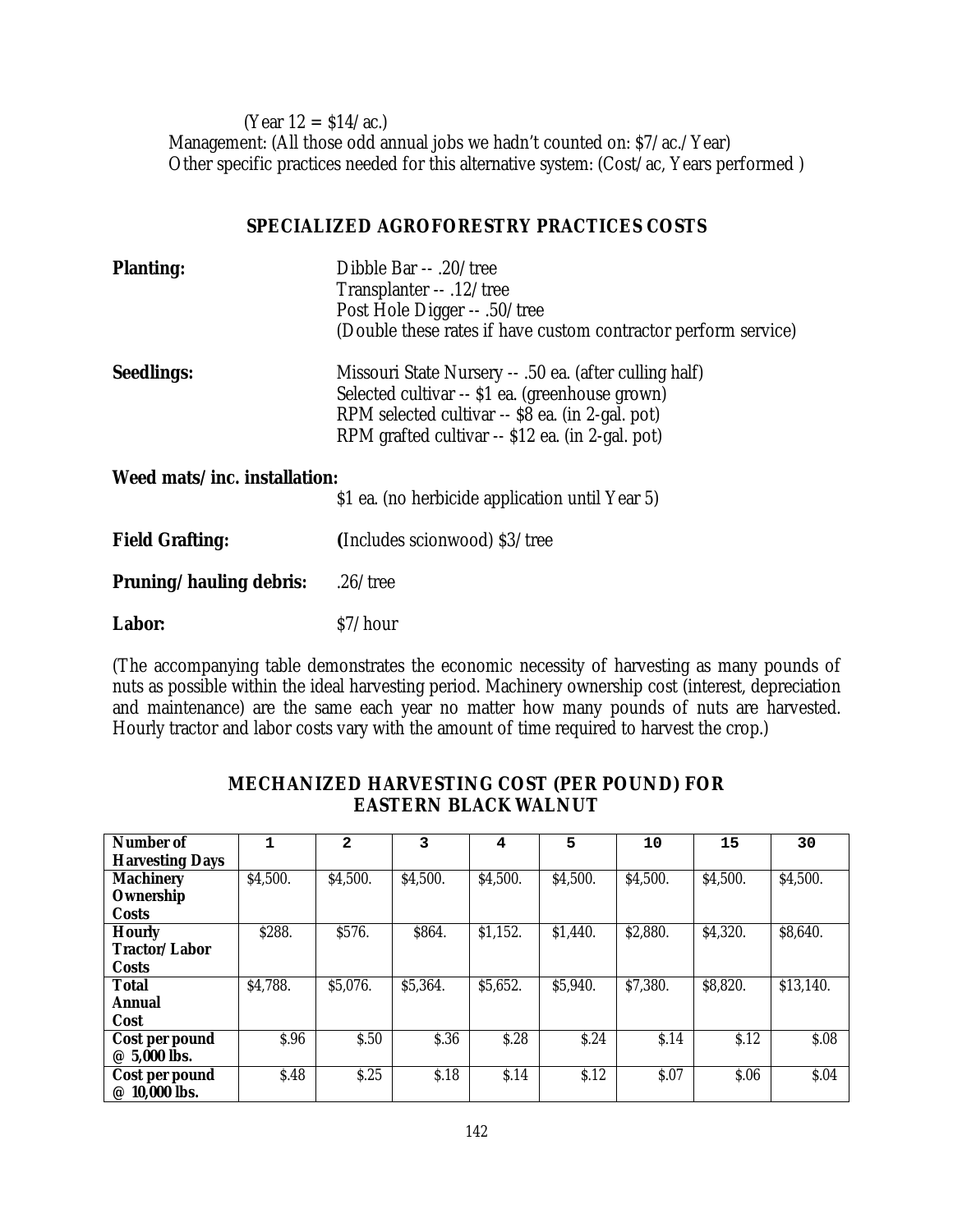(Year 12 = $14/ac.)

Management: (All those odd annual jobs we hadn't counted on: $7/ac./Year)

Other specific practices needed for this alternative system: (Cost/ac, Years performed )

## SPECIALIZED AGROFORESTRY PRACTICES COSTS

**Planting:**
Dibble Bar -- .20/tree
Transplanter -- .12/tree
Post Hole Digger -- .50/tree
(Double these rates if have custom contractor perform service)

**Seedlings:**
Missouri State Nursery -- .50 ea. (after culling half)
Selected cultivar -- $1 ea. (greenhouse grown)
RPM selected cultivar -- $8 ea. (in 2-gal. pot)
RPM grafted cultivar -- $12 ea. (in 2-gal. pot)

**Weed mats/inc. installation:**
$1 ea. (no herbicide application until Year 5)

**Field Grafting:** (Includes scionwood) $3/tree

**Pruning/hauling debris:** .26/tree

**Labor:** $7/hour

(The accompanying table demonstrates the economic necessity of harvesting as many pounds of nuts as possible within the ideal harvesting period. Machinery ownership cost (interest, depreciation and maintenance) are the same each year no matter how many pounds of nuts are harvested. Hourly tractor and labor costs vary with the amount of time required to harvest the crop.)

## MECHANIZED HARVESTING COST (PER POUND) FOR EASTERN BLACK WALNUT

| Number of Harvesting Days | 1 | 2 | 3 | 4 | 5 | 10 | 15 | 30 |
|---|---|---|---|---|---|---|---|---|
| Machinery Ownership Costs | $4,500. | $4,500. | $4,500. | $4,500. | $4,500. | $4,500. | $4,500. | $4,500. |
| Hourly Tractor/Labor Costs | $288. | $576. | $864. | $1,152. | $1,440. | $2,880. | $4,320. | $8,640. |
| Total Annual Cost | $4,788. | $5,076. | $5,364. | $5,652. | $5,940. | $7,380. | $8,820. | $13,140. |
| Cost per pound @ 5,000 lbs. | $.96 | $.50 | $.36 | $.28 | $.24 | $.14 | $.12 | $.08 |
| Cost per pound @ 10,000 lbs. | $.48 | $.25 | $.18 | $.14 | $.12 | $.07 | $.06 | $.04 |